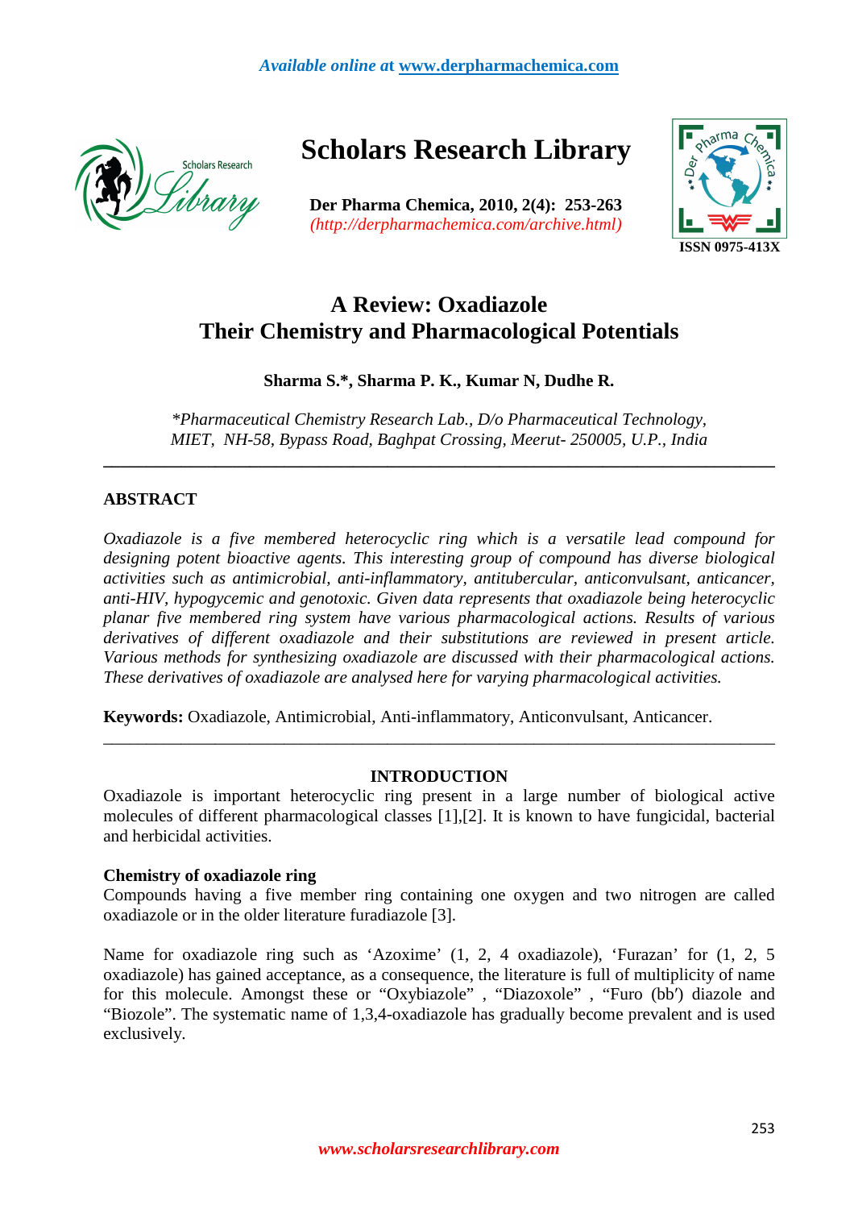# A Review: Oxadiazole Their Chemistry and Pharmacological Potentials

**Sharma S.\*, Sharma P. K., Kumar N, Dudhe R.**

*\*Pharmaceutical Chemistry Research Lab., D/o Pharmaceutical Technology, MIET, NH-58, Bypass Road, Baghpat Crossing, Meerut- 250005, U.P., India*

---

## ABSTRACT

*Oxadiazole is a five membered heterocyclic ring which is a versatile lead compound for designing potent bioactive agents. This interesting group of compound has diverse biological activities such as antimicrobial, anti-inflammatory, antitubercular, anticonvulsant, anticancer, anti-HIV, hypogycemic and genotoxic. Given data represents that oxadiazole being heterocyclic planar five membered ring system have various pharmacological actions. Results of various derivatives of different oxadiazole and their substitutions are reviewed in present article. Various methods for synthesizing oxadiazole are discussed with their pharmacological actions. These derivatives of oxadiazole are analysed here for varying pharmacological activities.*

**Keywords:** Oxadiazole, Antimicrobial, Anti-inflammatory, Anticonvulsant, Anticancer.

---

## INTRODUCTION

Oxadiazole is important heterocyclic ring present in a large number of biological active molecules of different pharmacological classes [1],[2]. It is known to have fungicidal, bacterial and herbicidal activities.

### Chemistry of oxadiazole ring

Compounds having a five member ring containing one oxygen and two nitrogen are called oxadiazole or in the older literature furadiazole [3].

Name for oxadiazole ring such as 'Azoxime' (1, 2, 4 oxadiazole), 'Furazan' for (1, 2, 5 oxadiazole) has gained acceptance, as a consequence, the literature is full of multiplicity of name for this molecule. Amongst these or "Oxybiazole" , "Diazoxole" , "Furo (bb′) diazole and "Biozole". The systematic name of 1,3,4-oxadiazole has gradually become prevalent and is used exclusively.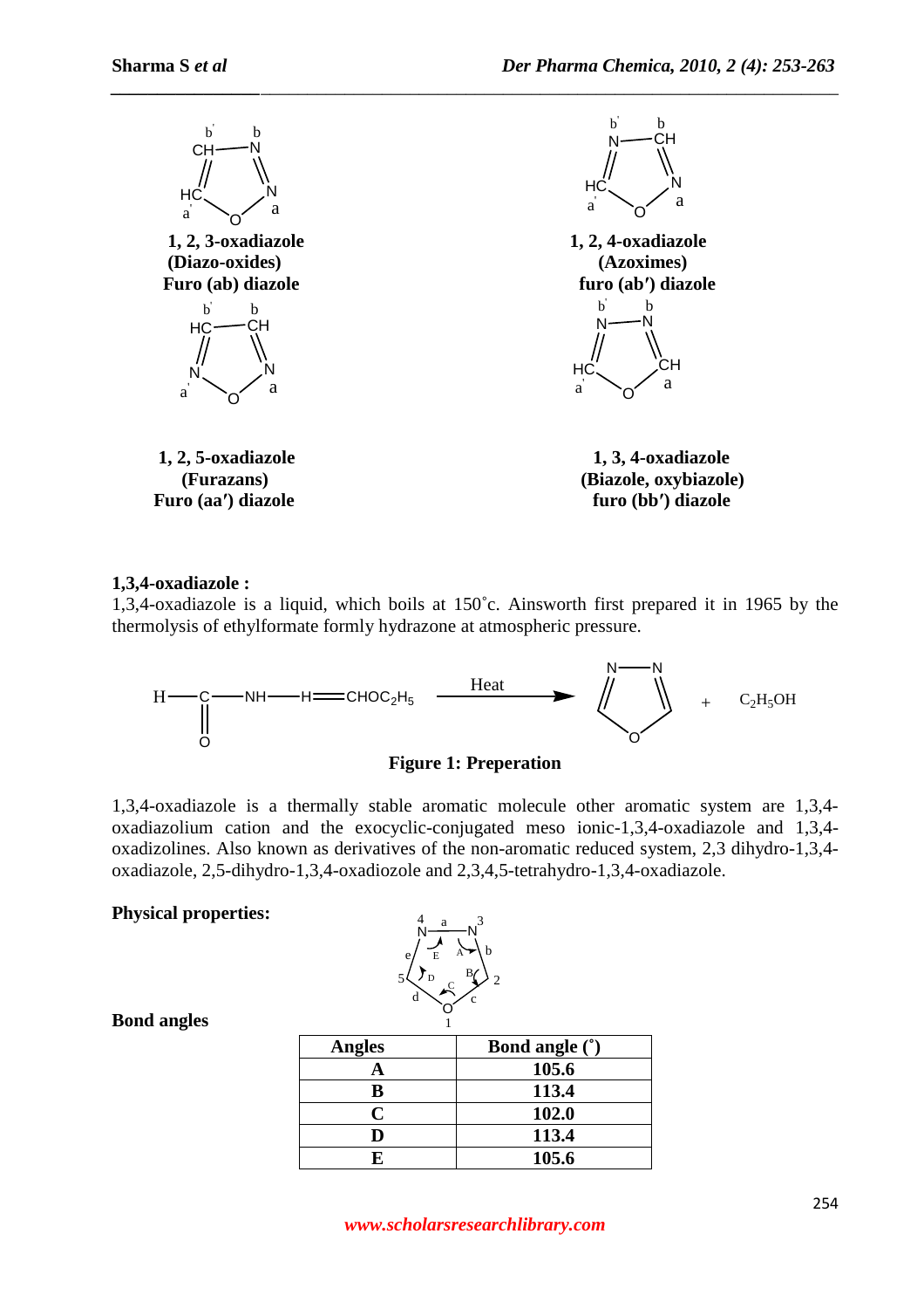1, 2, 3-oxadiazole
(Diazo-oxides)
Furo (ab) diazole

1, 2, 4-oxadiazole
(Azoximes)
furo (ab′) diazole

1, 2, 5-oxadiazole
(Furazans)
Furo (aa′) diazole

1, 3, 4-oxadiazole
(Biazole, oxybiazole)
furo (bb′) diazole

**1,3,4-oxadiazole :**

1,3,4-oxadiazole is a liquid, which boils at 150˚c. Ainsworth first prepared it in 1965 by the thermolysis of ethylformate formly hydrazone at atmospheric pressure.

$$H-C(=O)-NH-H=CHOC_2H_5 \xrightarrow{\text{Heat}} \text{1,3,4-oxadiazole} + C_2H_5OH$$

**Figure 1: Preperation**

1,3,4-oxadiazole is a thermally stable aromatic molecule other aromatic system are 1,3,4-oxadiazolium cation and the exocyclic-conjugated meso ionic-1,3,4-oxadiazole and 1,3,4-oxadizolines. Also known as derivatives of the non-aromatic reduced system, 2,3 dihydro-1,3,4-oxadiazole, 2,5-dihydro-1,3,4-oxadiozole and 2,3,4,5-tetrahydro-1,3,4-oxadiazole.

**Physical properties:**

**Bond angles**

| Angles | Bond angle (˚) |
|---|---|
| A | 105.6 |
| B | 113.4 |
| C | 102.0 |
| D | 113.4 |
| E | 105.6 |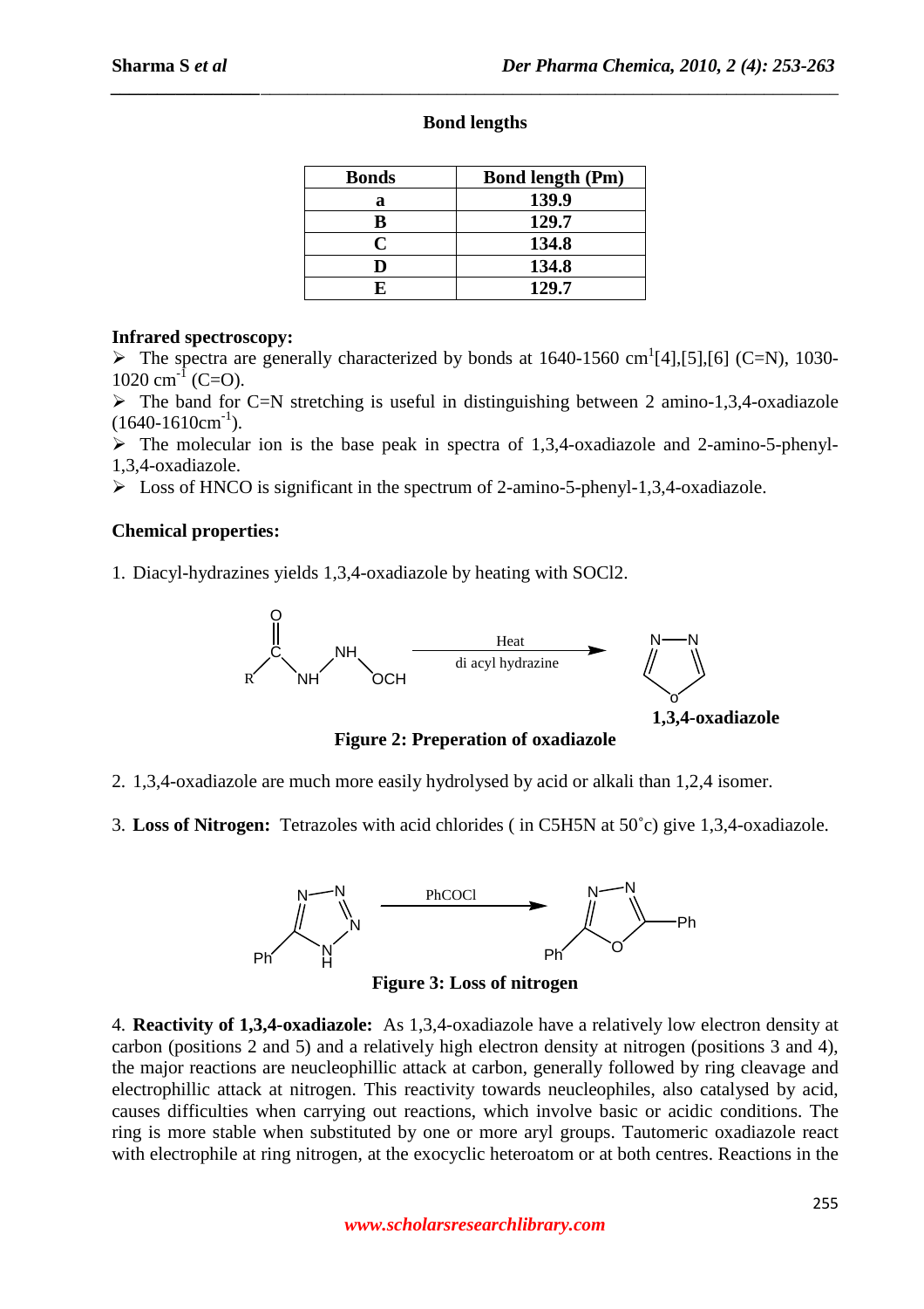**Bond lengths**

| Bonds | Bond length (Pm) |
|---|---|
| a | 139.9 |
| B | 129.7 |
| C | 134.8 |
| D | 134.8 |
| E | 129.7 |

**Infrared spectroscopy:**

- The spectra are generally characterized by bonds at 1640-1560 cm[1][4],[5],[6] (C=N), 1030-1020 $cm^{-1}$ (C=O).
- The band for C=N stretching is useful in distinguishing between 2 amino-1,3,4-oxadiazole (1640-1610$cm^{-1}$).
- The molecular ion is the base peak in spectra of 1,3,4-oxadiazole and 2-amino-5-phenyl-1,3,4-oxadiazole.
- Loss of HNCO is significant in the spectrum of 2-amino-5-phenyl-1,3,4-oxadiazole.

**Chemical properties:**

1. Diacyl-hydrazines yields 1,3,4-oxadiazole by heating with SOCl2.

**Figure 2: Preperation of oxadiazole**

2. 1,3,4-oxadiazole are much more easily hydrolysed by acid or alkali than 1,2,4 isomer.

3. **Loss of Nitrogen:** Tetrazoles with acid chlorides ( in C5H5N at 50˚c) give 1,3,4-oxadiazole.

**Figure 3: Loss of nitrogen**

4. **Reactivity of 1,3,4-oxadiazole:** As 1,3,4-oxadiazole have a relatively low electron density at carbon (positions 2 and 5) and a relatively high electron density at nitrogen (positions 3 and 4), the major reactions are neucleophillic attack at carbon, generally followed by ring cleavage and electrophillic attack at nitrogen. This reactivity towards neucleophiles, also catalysed by acid, causes difficulties when carrying out reactions, which involve basic or acidic conditions. The ring is more stable when substituted by one or more aryl groups. Tautomeric oxadiazole react with electrophile at ring nitrogen, at the exocyclic heteroatom or at both centres. Reactions in the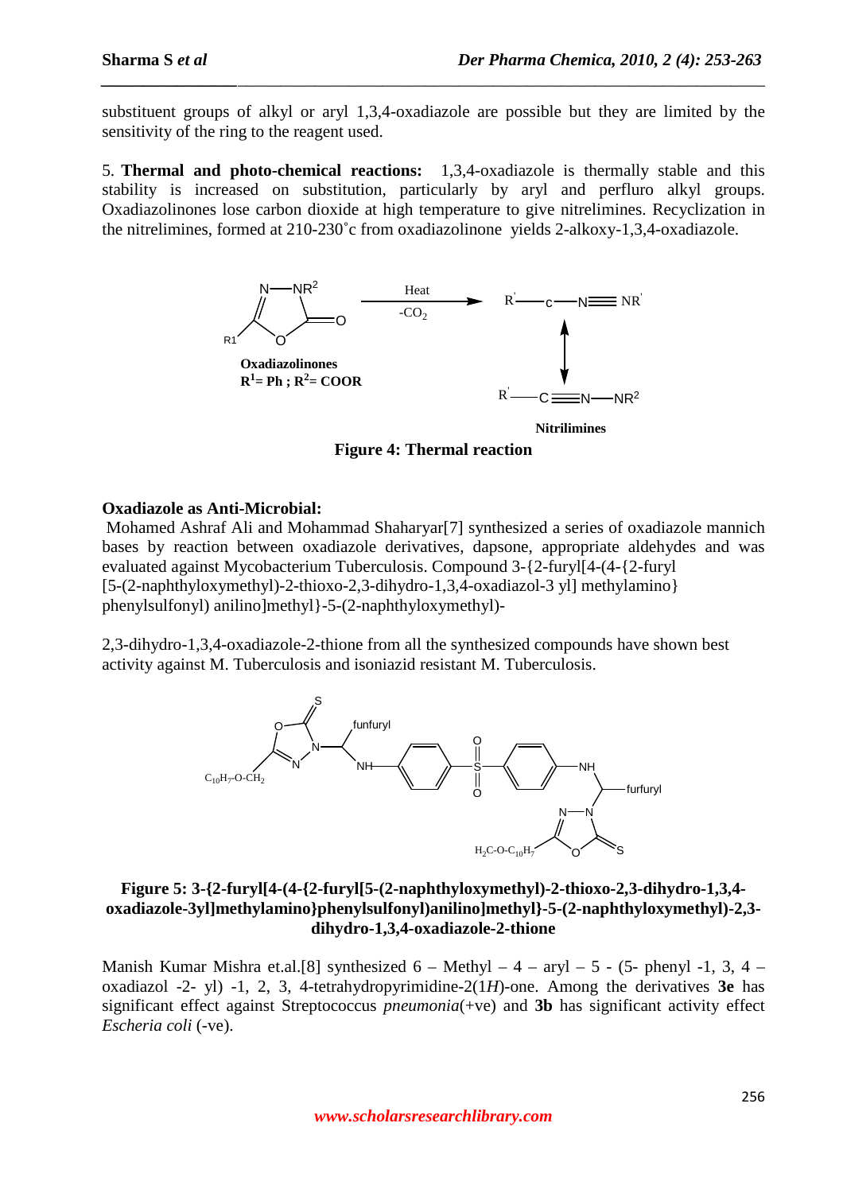substituent groups of alkyl or aryl 1,3,4-oxadiazole are possible but they are limited by the sensitivity of the ring to the reagent used.

5. **Thermal and photo-chemical reactions:** 1,3,4-oxadiazole is thermally stable and this stability is increased on substitution, particularly by aryl and perfluro alkyl groups. Oxadiazolinones lose carbon dioxide at high temperature to give nitrelimines. Recyclization in the nitrelimines, formed at 210-230˚c from oxadiazolinone yields 2-alkoxy-1,3,4-oxadiazole.

**Oxadiazolinones**
**$R^1$= Ph ; $R^2$= COOR**

**Nitrilimines**

**Figure 4: Thermal reaction**

**Oxadiazole as Anti-Microbial:**

Mohamed Ashraf Ali and Mohammad Shaharyar[7] synthesized a series of oxadiazole mannich bases by reaction between oxadiazole derivatives, dapsone, appropriate aldehydes and was evaluated against Mycobacterium Tuberculosis. Compound 3-{2-furyl[4-(4-{2-furyl [5-(2-naphthyloxymethyl)-2-thioxo-2,3-dihydro-1,3,4-oxadiazol-3 yl] methylamino} phenylsulfonyl) anilino]methyl}-5-(2-naphthyloxymethyl)-

2,3-dihydro-1,3,4-oxadiazole-2-thione from all the synthesized compounds have shown best activity against M. Tuberculosis and isoniazid resistant M. Tuberculosis.

**Figure 5: 3-{2-furyl[4-(4-{2-furyl[5-(2-naphthyloxymethyl)-2-thioxo-2,3-dihydro-1,3,4-oxadiazole-3yl]methylamino}phenylsulfonyl)anilino]methyl}-5-(2-naphthyloxymethyl)-2,3-dihydro-1,3,4-oxadiazole-2-thione**

Manish Kumar Mishra et.al.[8] synthesized 6 – Methyl – 4 – aryl – 5 - (5- phenyl -1, 3, 4 – oxadiazol -2- yl) -1, 2, 3, 4-tetrahydropyrimidine-2(1*H*)-one. Among the derivatives **3e** has significant effect against Streptococcus *pneumonia*(+ve) and **3b** has significant activity effect *Escheria coli* (-ve).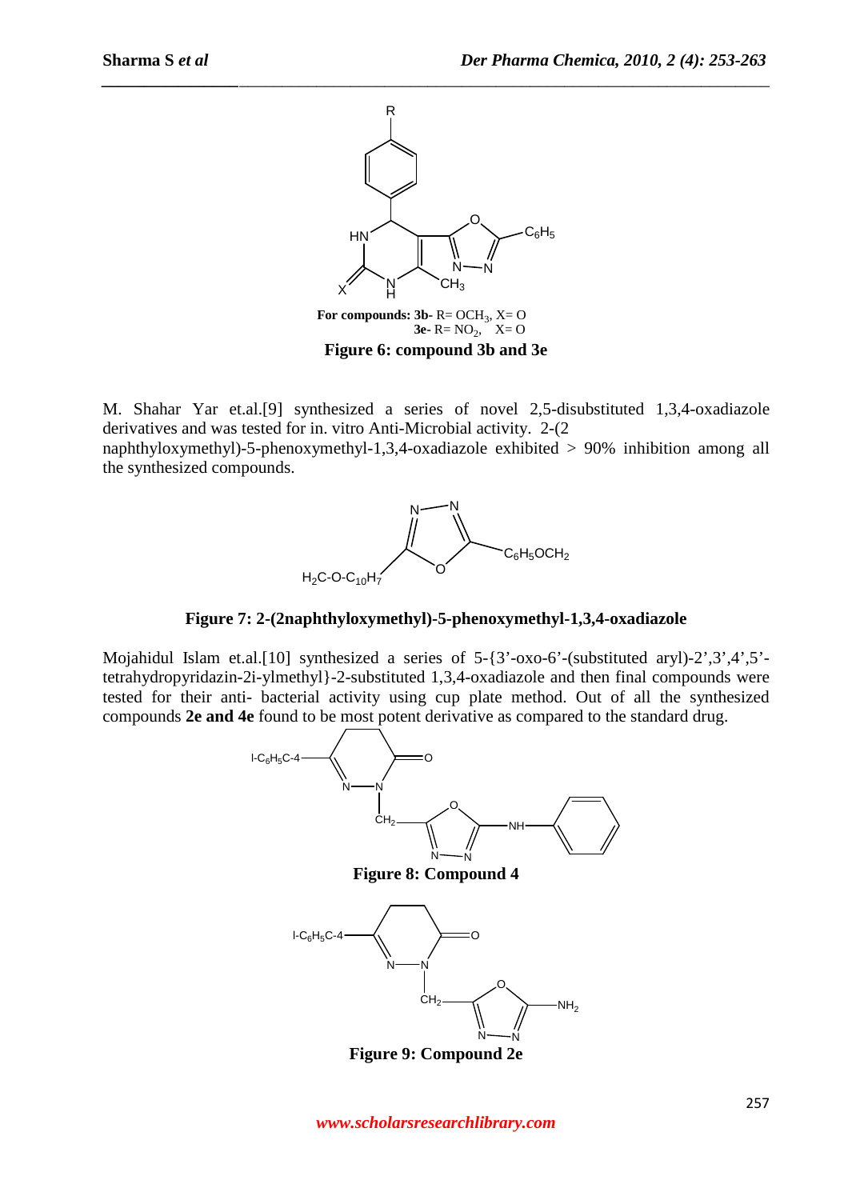For compounds: **3b**- R= $OCH_3$, X= O
**3e**- R= $NO_2$, X= O

**Figure 6: compound 3b and 3e**

M. Shahar Yar et.al.[9] synthesized a series of novel 2,5-disubstituted 1,3,4-oxadiazole derivatives and was tested for in. vitro Anti-Microbial activity. 2-(2 naphthyloxymethyl)-5-phenoxymethyl-1,3,4-oxadiazole exhibited > 90% inhibition among all the synthesized compounds.

**Figure 7: 2-(2naphthyloxymethyl)-5-phenoxymethyl-1,3,4-oxadiazole**

Mojahidul Islam et.al.[10] synthesized a series of 5-{3'-oxo-6'-(substituted aryl)-2',3',4',5'-tetrahydropyridazin-2i-ylmethyl}-2-substituted 1,3,4-oxadiazole and then final compounds were tested for their anti- bacterial activity using cup plate method. Out of all the synthesized compounds **2e and 4e** found to be most potent derivative as compared to the standard drug.

**Figure 8: Compound 4**

**Figure 9: Compound 2e**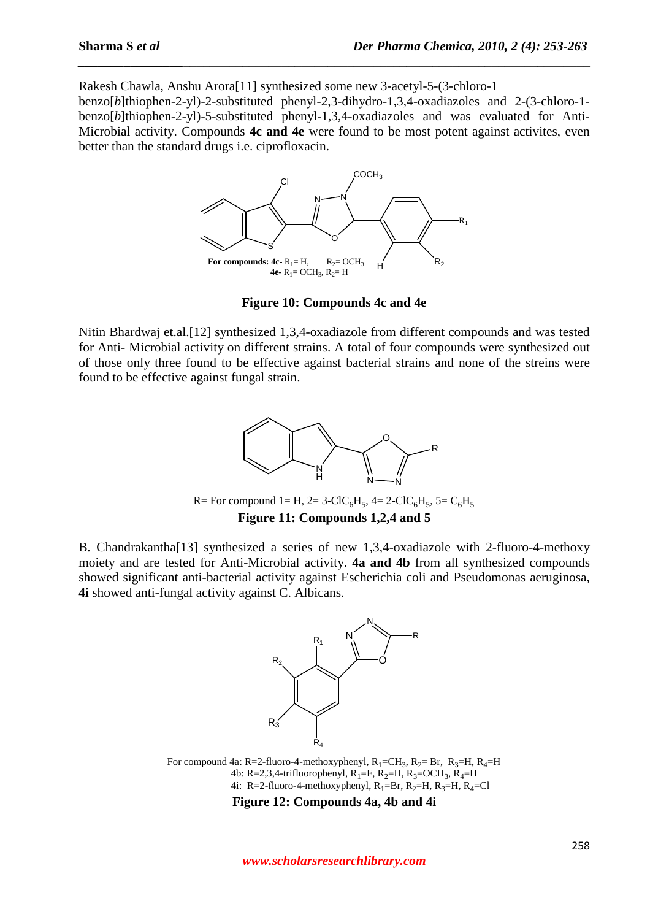Rakesh Chawla, Anshu Arora[11] synthesized some new 3-acetyl-5-(3-chloro-1 benzo[*b*]thiophen-2-yl)-2-substituted phenyl-2,3-dihydro-1,3,4-oxadiazoles and 2-(3-chloro-1-benzo[*b*]thiophen-2-yl)-5-substituted phenyl-1,3,4-oxadiazoles and was evaluated for Anti-Microbial activity. Compounds **4c and 4e** were found to be most potent against activites, even better than the standard drugs i.e. ciprofloxacin.

**For compounds: 4c**- $R_1$= H, $R_2$= $OCH_3$
**4e**- $R_1$= $OCH_3$, $R_2$= H

**Figure 10: Compounds 4c and 4e**

Nitin Bhardwaj et.al.[12] synthesized 1,3,4-oxadiazole from different compounds and was tested for Anti- Microbial activity on different strains. A total of four compounds were synthesized out of those only three found to be effective against bacterial strains and none of the streins were found to be effective against fungal strain.

R= For compound 1= H, 2= 3-Cl$C_6H_5$, 4= 2-Cl$C_6H_5$, 5= $C_6H_5$

**Figure 11: Compounds 1,2,4 and 5**

B. Chandrakantha[13] synthesized a series of new 1,3,4-oxadiazole with 2-fluoro-4-methoxy moiety and are tested for Anti-Microbial activity. **4a and 4b** from all synthesized compounds showed significant anti-bacterial activity against Escherichia coli and Pseudomonas aeruginosa, **4i** showed anti-fungal activity against C. Albicans.

For compound 4a: R=2-fluoro-4-methoxyphenyl, $R_1$=$CH_3$, $R_2$= Br, $R_3$=H, $R_4$=H
4b: R=2,3,4-trifluorophenyl, $R_1$=F, $R_2$=H, $R_3$=$OCH_3$, $R_4$=H
4i: R=2-fluoro-4-methoxyphenyl, $R_1$=Br, $R_2$=H, $R_3$=H, $R_4$=Cl

**Figure 12: Compounds 4a, 4b and 4i**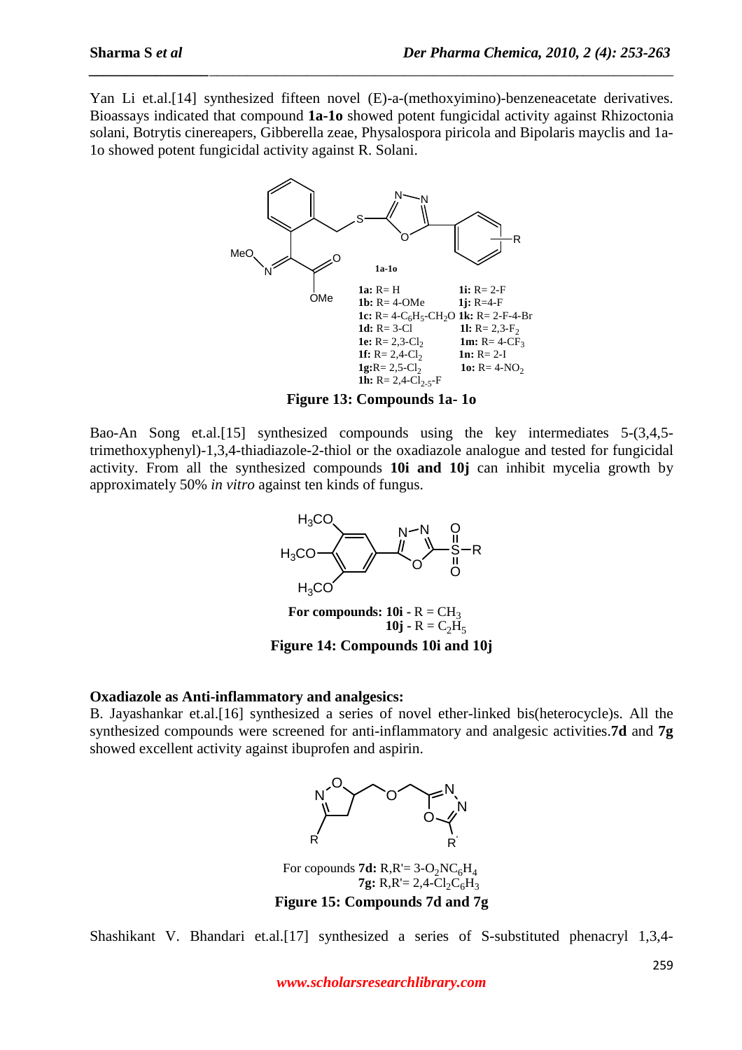Yan Li et.al.[14] synthesized fifteen novel (E)-a-(methoxyimino)-benzeneacetate derivatives. Bioassays indicated that compound **1a-1o** showed potent fungicidal activity against Rhizoctonia solani, Botrytis cinereapers, Gibberella zeae, Physalospora piricola and Bipolaris mayclis and 1a-1o showed potent fungicidal activity against R. Solani.

**1a:** R= H
**1b:** R= 4-OMe
**1c:** R= 4-$C_6H_5$-$CH_2O$
**1d:** R= 3-Cl
**1e:** R= 2,3-$Cl_2$
**1f:** R= 2,4-$Cl_2$
**1g:** R= 2,5-$Cl_2$
**1h:** R= 2,4-$Cl_{2\text{-}5}$-F
**1i:** R= 2-F
**1j:** R=4-F
**1k:** R= 2-F-4-Br
**1l:** R= 2,3-$F_2$
**1m:** R= 4-$CF_3$
**1n:** R= 2-I
**1o:** R= 4-$NO_2$

**Figure 13: Compounds 1a- 1o**

Bao-An Song et.al.[15] synthesized compounds using the key intermediates 5-(3,4,5-trimethoxyphenyl)-1,3,4-thiadiazole-2-thiol or the oxadiazole analogue and tested for fungicidal activity. From all the synthesized compounds **10i and 10j** can inhibit mycelia growth by approximately 50% *in vitro* against ten kinds of fungus.

**For compounds: 10i** - R = $CH_3$
**10j** - R = $C_2H_5$

**Figure 14: Compounds 10i and 10j**

**Oxadiazole as Anti-inflammatory and analgesics:**

B. Jayashankar et.al.[16] synthesized a series of novel ether-linked bis(heterocycle)s. All the synthesized compounds were screened for anti-inflammatory and analgesic activities.**7d** and **7g** showed excellent activity against ibuprofen and aspirin.

For copounds **7d:** R,R'= 3-$O_2NC_6H_4$
**7g:** R,R'= 2,4-$Cl_2C_6H_3$

**Figure 15: Compounds 7d and 7g**

Shashikant V. Bhandari et.al.[17] synthesized a series of S-substituted phenacryl 1,3,4-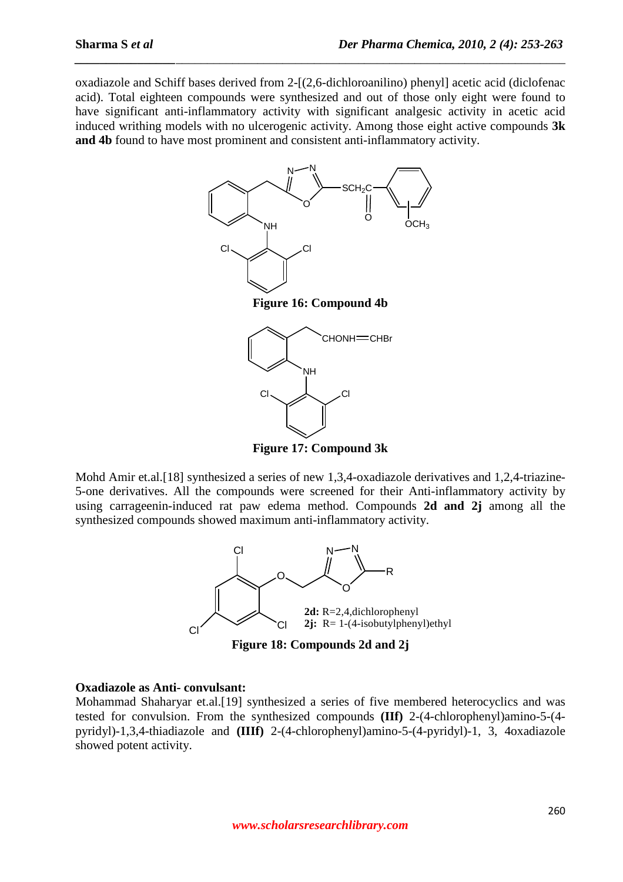oxadiazole and Schiff bases derived from 2-[(2,6-dichloroanilino) phenyl] acetic acid (diclofenac acid). Total eighteen compounds were synthesized and out of those only eight were found to have significant anti-inflammatory activity with significant analgesic activity in acetic acid induced writhing models with no ulcerogenic activity. Among those eight active compounds **3k and 4b** found to have most prominent and consistent anti-inflammatory activity.

**Figure 16: Compound 4b**

**Figure 17: Compound 3k**

Mohd Amir et.al.[18] synthesized a series of new 1,3,4-oxadiazole derivatives and 1,2,4-triazine-5-one derivatives. All the compounds were screened for their Anti-inflammatory activity by using carrageenin-induced rat paw edema method. Compounds **2d and 2j** among all the synthesized compounds showed maximum anti-inflammatory activity.

**2d:** R=2,4,dichlorophenyl
**2j:** R= 1-(4-isobutylphenyl)ethyl

**Figure 18: Compounds 2d and 2j**

**Oxadiazole as Anti- convulsant:**

Mohammad Shaharyar et.al.[19] synthesized a series of five membered heterocyclics and was tested for convulsion. From the synthesized compounds **(IIf)** 2-(4-chlorophenyl)amino-5-(4-pyridyl)-1,3,4-thiadiazole and **(IIIf)** 2-(4-chlorophenyl)amino-5-(4-pyridyl)-1, 3, 4oxadiazole showed potent activity.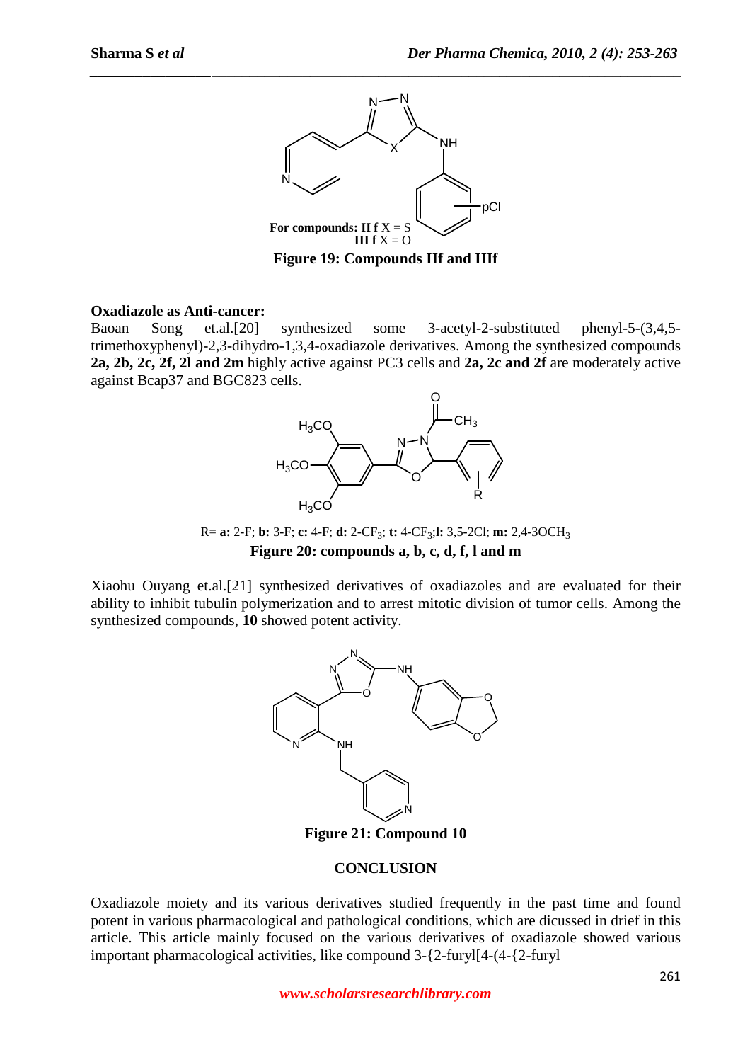For compounds: **II f** X = S
**III f** X = O

**Figure 19: Compounds IIf and IIIf**

**Oxadiazole as Anti-cancer:**

Baoan Song et.al.[20] synthesized some 3-acetyl-2-substituted phenyl-5-(3,4,5-trimethoxyphenyl)-2,3-dihydro-1,3,4-oxadiazole derivatives. Among the synthesized compounds **2a, 2b, 2c, 2f, 2l and 2m** highly active against PC3 cells and **2a, 2c and 2f** are moderately active against Bcap37 and BGC823 cells.

R= **a:** 2-F; **b:** 3-F; **c:** 4-F; **d:** 2-$CF_3$; **t:** 4-$CF_3$;**l:** 3,5-2Cl; **m:** 2,4-3$OCH_3$

**Figure 20: compounds a, b, c, d, f, l and m**

Xiaohu Ouyang et.al.[21] synthesized derivatives of oxadiazoles and are evaluated for their ability to inhibit tubulin polymerization and to arrest mitotic division of tumor cells. Among the synthesized compounds, **10** showed potent activity.

**Figure 21: Compound 10**

## CONCLUSION

Oxadiazole moiety and its various derivatives studied frequently in the past time and found potent in various pharmacological and pathological conditions, which are dicussed in drief in this article. This article mainly focused on the various derivatives of oxadiazole showed various important pharmacological activities, like compound 3-{2-furyl[4-(4-{2-furyl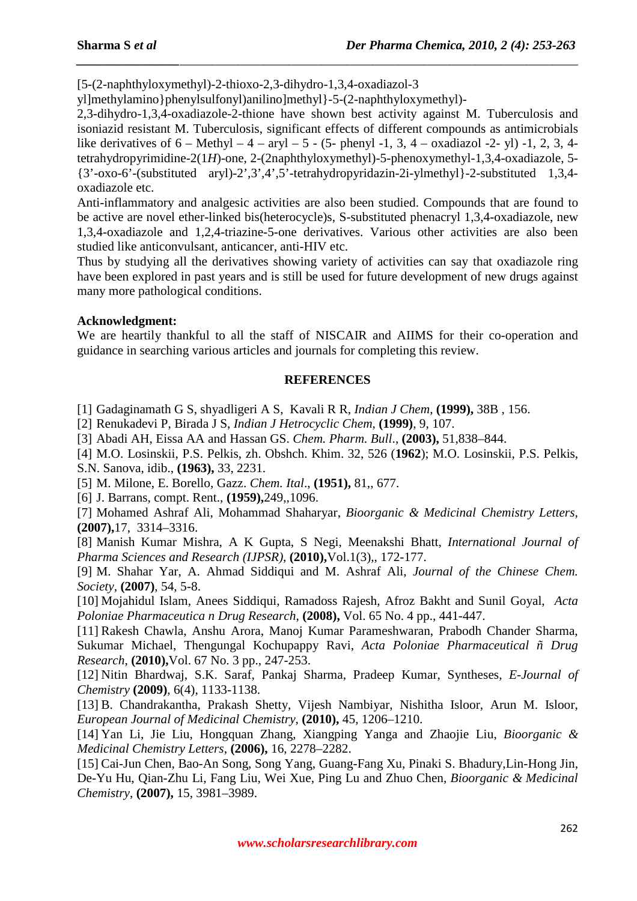[5-(2-naphthyloxymethyl)-2-thioxo-2,3-dihydro-1,3,4-oxadiazol-3 yl]methylamino}phenylsulfonyl)anilino]methyl}-5-(2-naphthyloxymethyl)-2,3-dihydro-1,3,4-oxadiazole-2-thione have shown best activity against M. Tuberculosis and isoniazid resistant M. Tuberculosis, significant effects of different compounds as antimicrobials like derivatives of 6 – Methyl – 4 – aryl – 5 - (5- phenyl -1, 3, 4 – oxadiazol -2- yl) -1, 2, 3, 4-tetrahydropyrimidine-2(1*H*)-one, 2-(2naphthyloxymethyl)-5-phenoxymethyl-1,3,4-oxadiazole, 5-{3'-oxo-6'-(substituted aryl)-2',3',4',5'-tetrahydropyridazin-2i-ylmethyl}-2-substituted 1,3,4-oxadiazole etc.

Anti-inflammatory and analgesic activities are also been studied. Compounds that are found to be active are novel ether-linked bis(heterocycle)s, S-substituted phenacryl 1,3,4-oxadiazole, new 1,3,4-oxadiazole and 1,2,4-triazine-5-one derivatives. Various other activities are also been studied like anticonvulsant, anticancer, anti-HIV etc.

Thus by studying all the derivatives showing variety of activities can say that oxadiazole ring have been explored in past years and is still be used for future development of new drugs against many more pathological conditions.

**Acknowledgment:**

We are heartily thankful to all the staff of NISCAIR and AIIMS for their co-operation and guidance in searching various articles and journals for completing this review.

## REFERENCES

[1] Gadaginamath G S, shyadligeri A S, Kavali R R, *Indian J Chem*, **(1999),** 38B , 156.

[2] Renukadevi P, Birada J S, *Indian J Hetrocyclic Chem*, **(1999)**, 9, 107.

[3] Abadi AH, Eissa AA and Hassan GS. *Chem. Pharm. Bull*., **(2003),** 51,838–844.

[4] M.O. Losinskii, P.S. Pelkis, zh. Obshch. Khim. 32, 526 (**1962**); M.O. Losinskii, P.S. Pelkis, S.N. Sanova, idib., **(1963),** 33, 2231.

[5] M. Milone, E. Borello, Gazz. *Chem. Ital*., **(1951),** 81,, 677.

[6] J. Barrans, compt. Rent., **(1959),**249,,1096.

[7] Mohamed Ashraf Ali, Mohammad Shaharyar, *Bioorganic & Medicinal Chemistry Letters*, **(2007),**17, 3314–3316.

[8] Manish Kumar Mishra, A K Gupta, S Negi, Meenakshi Bhatt, *International Journal of Pharma Sciences and Research (IJPSR)*, **(2010),**Vol.1(3),, 172-177.

[9] M. Shahar Yar, A. Ahmad Siddiqui and M. Ashraf Ali, *Journal of the Chinese Chem. Society*, **(2007)**, 54, 5-8.

[10] Mojahidul Islam, Anees Siddiqui, Ramadoss Rajesh, Afroz Bakht and Sunil Goyal, *Acta Poloniae Pharmaceutica n Drug Research*, **(2008),** Vol. 65 No. 4 pp., 441-447.

[11] Rakesh Chawla, Anshu Arora, Manoj Kumar Parameshwaran, Prabodh Chander Sharma, Sukumar Michael, Thengungal Kochupappy Ravi, *Acta Poloniae Pharmaceutical ñ Drug Research*, **(2010),**Vol. 67 No. 3 pp., 247-253.

[12] Nitin Bhardwaj, S.K. Saraf, Pankaj Sharma, Pradeep Kumar, Syntheses, *E-Journal of Chemistry* **(2009)**, 6(4), 1133-1138.

[13] B. Chandrakantha, Prakash Shetty, Vijesh Nambiyar, Nishitha Isloor, Arun M. Isloor, *European Journal of Medicinal Chemistry*, **(2010),** 45, 1206–1210.

[14] Yan Li, Jie Liu, Hongquan Zhang, Xiangping Yanga and Zhaojie Liu, *Bioorganic & Medicinal Chemistry Letters*, **(2006),** 16, 2278–2282.

[15] Cai-Jun Chen, Bao-An Song, Song Yang, Guang-Fang Xu, Pinaki S. Bhadury,Lin-Hong Jin, De-Yu Hu, Qian-Zhu Li, Fang Liu, Wei Xue, Ping Lu and Zhuo Chen, *Bioorganic & Medicinal Chemistry*, **(2007),** 15, 3981–3989.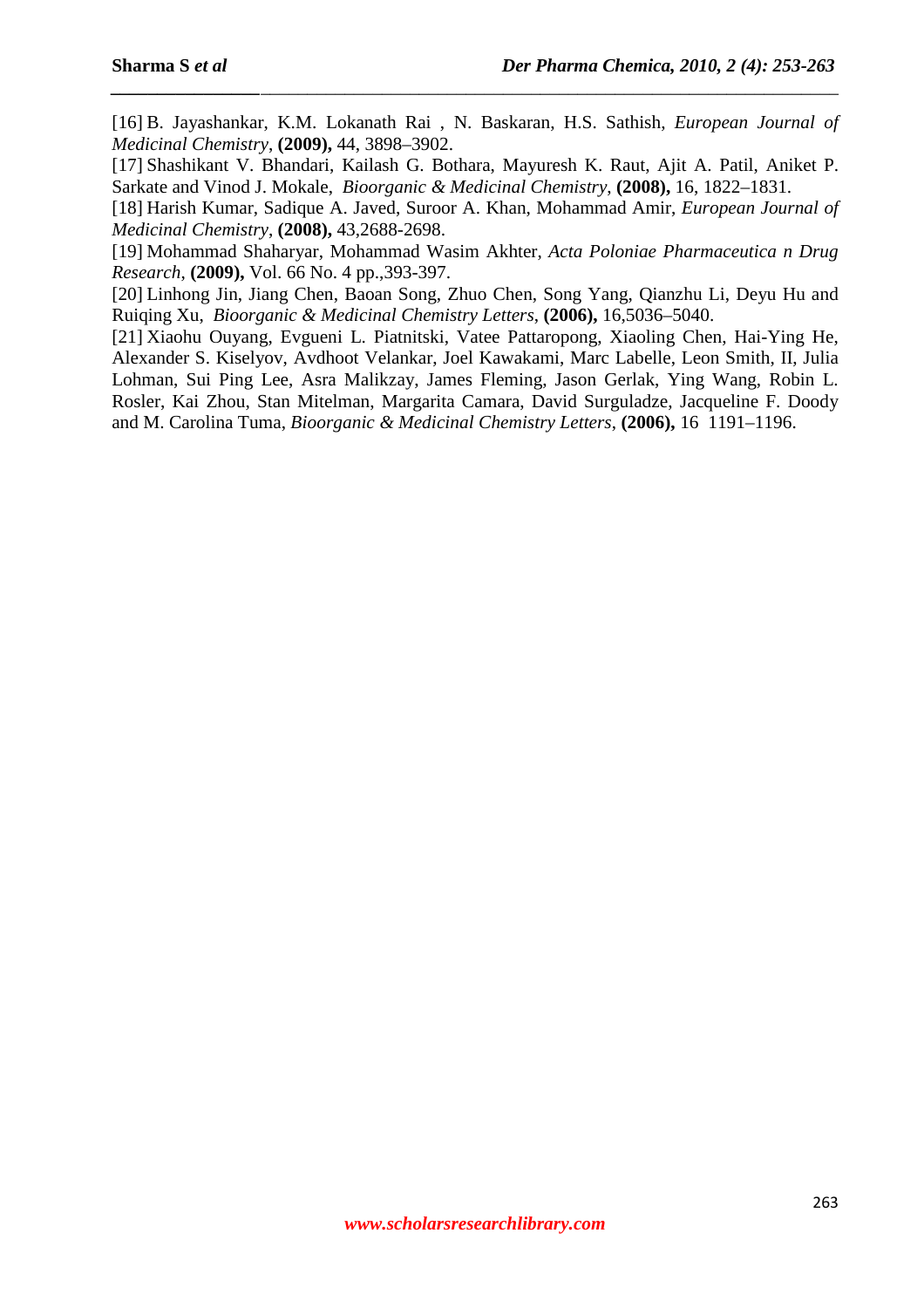[16] B. Jayashankar, K.M. Lokanath Rai , N. Baskaran, H.S. Sathish, *European Journal of Medicinal Chemistry*, **(2009),** 44, 3898–3902.

[17] Shashikant V. Bhandari, Kailash G. Bothara, Mayuresh K. Raut, Ajit A. Patil, Aniket P. Sarkate and Vinod J. Mokale, *Bioorganic & Medicinal Chemistry*, **(2008),** 16, 1822–1831.

[18] Harish Kumar, Sadique A. Javed, Suroor A. Khan, Mohammad Amir, *European Journal of Medicinal Chemistry*, **(2008),** 43,2688-2698.

[19] Mohammad Shaharyar, Mohammad Wasim Akhter, *Acta Poloniae Pharmaceutica n Drug Research*, **(2009),** Vol. 66 No. 4 pp.,393-397.

[20] Linhong Jin, Jiang Chen, Baoan Song, Zhuo Chen, Song Yang, Qianzhu Li, Deyu Hu and Ruiqing Xu, *Bioorganic & Medicinal Chemistry Letters*, **(2006),** 16,5036–5040.

[21] Xiaohu Ouyang, Evgueni L. Piatnitski, Vatee Pattaropong, Xiaoling Chen, Hai-Ying He, Alexander S. Kiselyov, Avdhoot Velankar, Joel Kawakami, Marc Labelle, Leon Smith, II, Julia Lohman, Sui Ping Lee, Asra Malikzay, James Fleming, Jason Gerlak, Ying Wang, Robin L. Rosler, Kai Zhou, Stan Mitelman, Margarita Camara, David Surguladze, Jacqueline F. Doody and M. Carolina Tuma, *Bioorganic & Medicinal Chemistry Letters*, **(2006),** 16 1191–1196.